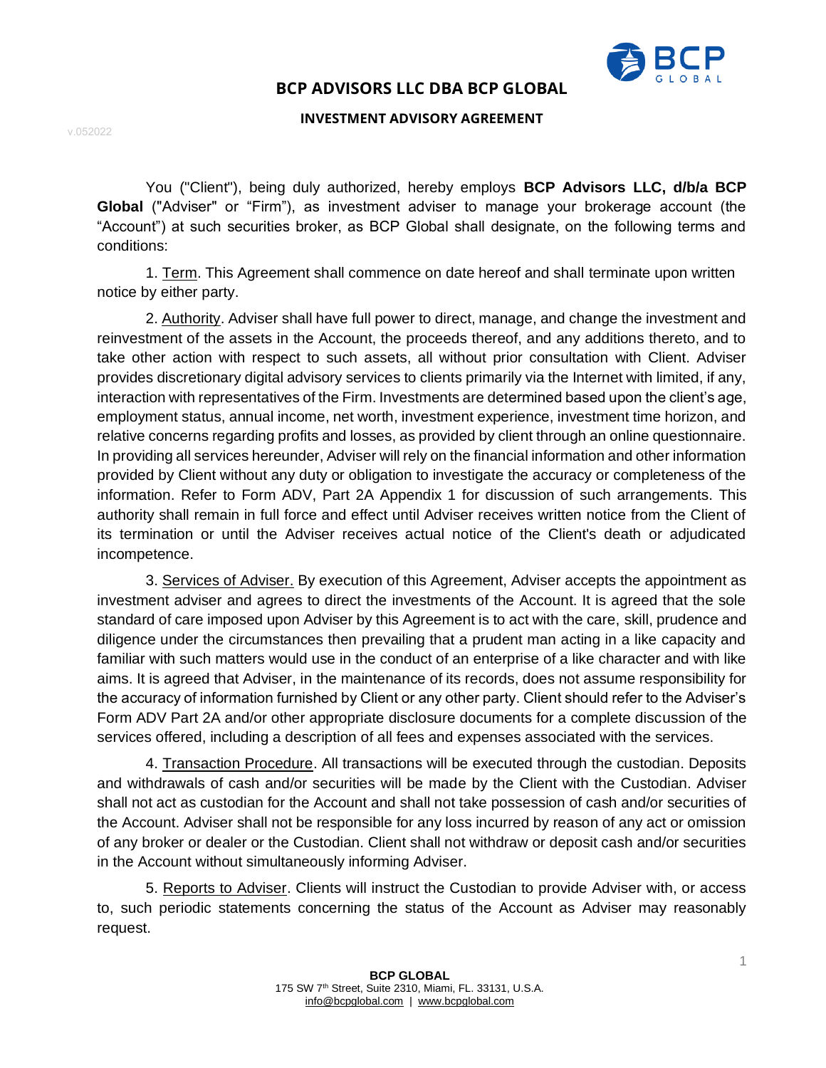# BCP ADVISORS LLC DBA BCP GLOBAL

## INVESTMENT ADVISORY AGREEMENT

v.052022

You ("Client"), being duly authorized, hereby employs **BCP Advisors LLC, d/b/a BCP Global** ("Adviser" or "Firm"), as investment adviser to manage your brokerage account (the "Account") at such securities broker, as BCP Global shall designate, on the following terms and conditions:

1. Term. This Agreement shall commence on date hereof and shall terminate upon written notice by either party.

2. Authority. Adviser shall have full power to direct, manage, and change the investment and reinvestment of the assets in the Account, the proceeds thereof, and any additions thereto, and to take other action with respect to such assets, all without prior consultation with Client. Adviser provides discretionary digital advisory services to clients primarily via the Internet with limited, if any, interaction with representatives of the Firm. Investments are determined based upon the client's age, employment status, annual income, net worth, investment experience, investment time horizon, and relative concerns regarding profits and losses, as provided by client through an online questionnaire. In providing all services hereunder, Adviser will rely on the financial information and other information provided by Client without any duty or obligation to investigate the accuracy or completeness of the information. Refer to Form ADV, Part 2A Appendix 1 for discussion of such arrangements. This authority shall remain in full force and effect until Adviser receives written notice from the Client of its termination or until the Adviser receives actual notice of the Client's death or adjudicated incompetence.

3. Services of Adviser. By execution of this Agreement, Adviser accepts the appointment as investment adviser and agrees to direct the investments of the Account. It is agreed that the sole standard of care imposed upon Adviser by this Agreement is to act with the care, skill, prudence and diligence under the circumstances then prevailing that a prudent man acting in a like capacity and familiar with such matters would use in the conduct of an enterprise of a like character and with like aims. It is agreed that Adviser, in the maintenance of its records, does not assume responsibility for the accuracy of information furnished by Client or any other party. Client should refer to the Adviser's Form ADV Part 2A and/or other appropriate disclosure documents for a complete discussion of the services offered, including a description of all fees and expenses associated with the services.

4. Transaction Procedure. All transactions will be executed through the custodian. Deposits and withdrawals of cash and/or securities will be made by the Client with the Custodian. Adviser shall not act as custodian for the Account and shall not take possession of cash and/or securities of the Account. Adviser shall not be responsible for any loss incurred by reason of any act or omission of any broker or dealer or the Custodian. Client shall not withdraw or deposit cash and/or securities in the Account without simultaneously informing Adviser.

5. Reports to Adviser. Clients will instruct the Custodian to provide Adviser with, or access to, such periodic statements concerning the status of the Account as Adviser may reasonably request.

**BCP GLOBAL**
175 SW 7th Street, Suite 2310, Miami, FL. 33131, U.S.A.
info@bcpglobal.com | www.bcpglobal.com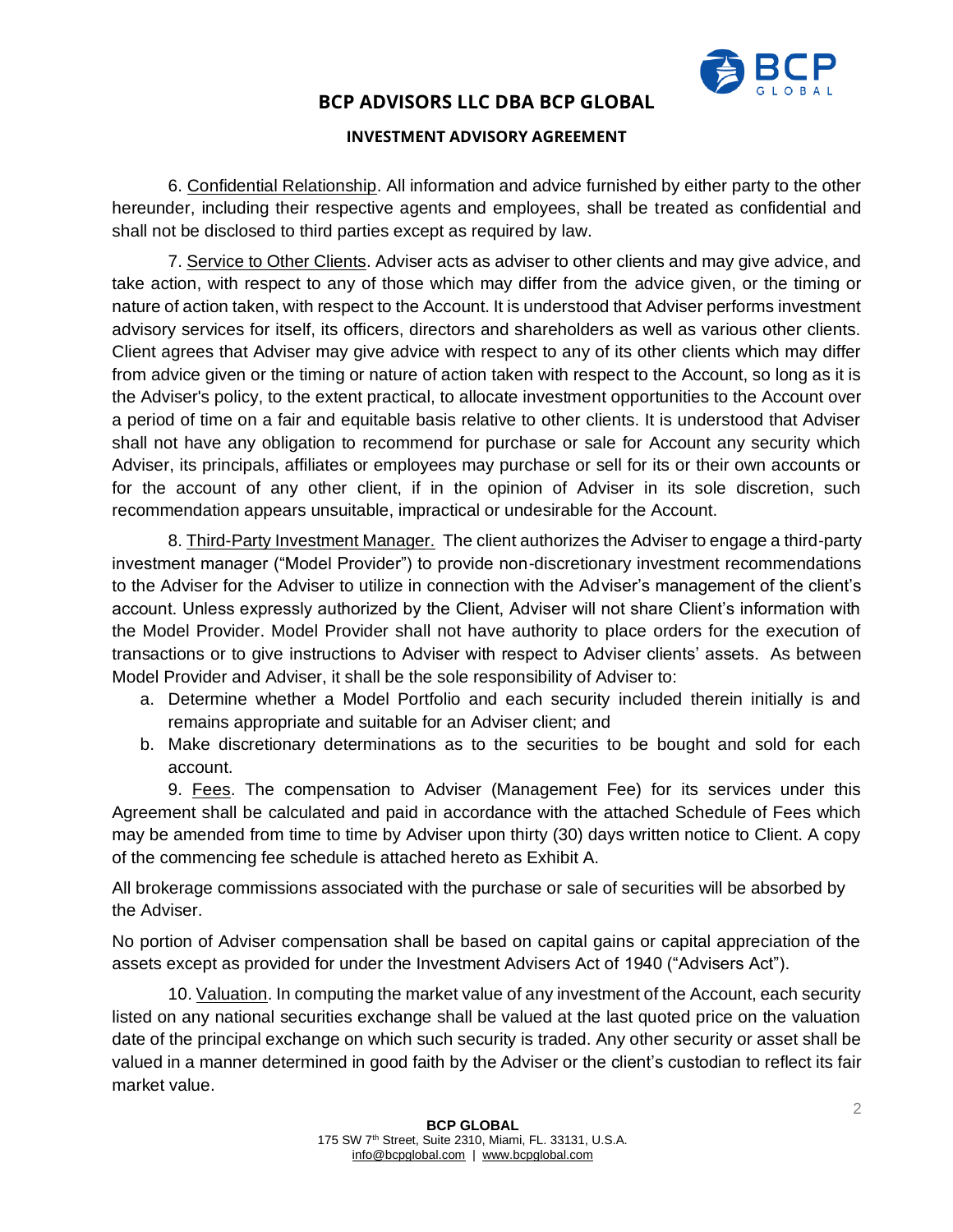6. Confidential Relationship. All information and advice furnished by either party to the other hereunder, including their respective agents and employees, shall be treated as confidential and shall not be disclosed to third parties except as required by law.

7. Service to Other Clients. Adviser acts as adviser to other clients and may give advice, and take action, with respect to any of those which may differ from the advice given, or the timing or nature of action taken, with respect to the Account. It is understood that Adviser performs investment advisory services for itself, its officers, directors and shareholders as well as various other clients. Client agrees that Adviser may give advice with respect to any of its other clients which may differ from advice given or the timing or nature of action taken with respect to the Account, so long as it is the Adviser's policy, to the extent practical, to allocate investment opportunities to the Account over a period of time on a fair and equitable basis relative to other clients. It is understood that Adviser shall not have any obligation to recommend for purchase or sale for Account any security which Adviser, its principals, affiliates or employees may purchase or sell for its or their own accounts or for the account of any other client, if in the opinion of Adviser in its sole discretion, such recommendation appears unsuitable, impractical or undesirable for the Account.

8. Third-Party Investment Manager. The client authorizes the Adviser to engage a third-party investment manager ("Model Provider") to provide non-discretionary investment recommendations to the Adviser for the Adviser to utilize in connection with the Adviser's management of the client's account. Unless expressly authorized by the Client, Adviser will not share Client's information with the Model Provider. Model Provider shall not have authority to place orders for the execution of transactions or to give instructions to Adviser with respect to Adviser clients' assets. As between Model Provider and Adviser, it shall be the sole responsibility of Adviser to:

a. Determine whether a Model Portfolio and each security included therein initially is and remains appropriate and suitable for an Adviser client; and
b. Make discretionary determinations as to the securities to be bought and sold for each account.

9. Fees. The compensation to Adviser (Management Fee) for its services under this Agreement shall be calculated and paid in accordance with the attached Schedule of Fees which may be amended from time to time by Adviser upon thirty (30) days written notice to Client. A copy of the commencing fee schedule is attached hereto as Exhibit A.

All brokerage commissions associated with the purchase or sale of securities will be absorbed by the Adviser.

No portion of Adviser compensation shall be based on capital gains or capital appreciation of the assets except as provided for under the Investment Advisers Act of 1940 ("Advisers Act").

10. Valuation. In computing the market value of any investment of the Account, each security listed on any national securities exchange shall be valued at the last quoted price on the valuation date of the principal exchange on which such security is traded. Any other security or asset shall be valued in a manner determined in good faith by the Adviser or the client's custodian to reflect its fair market value.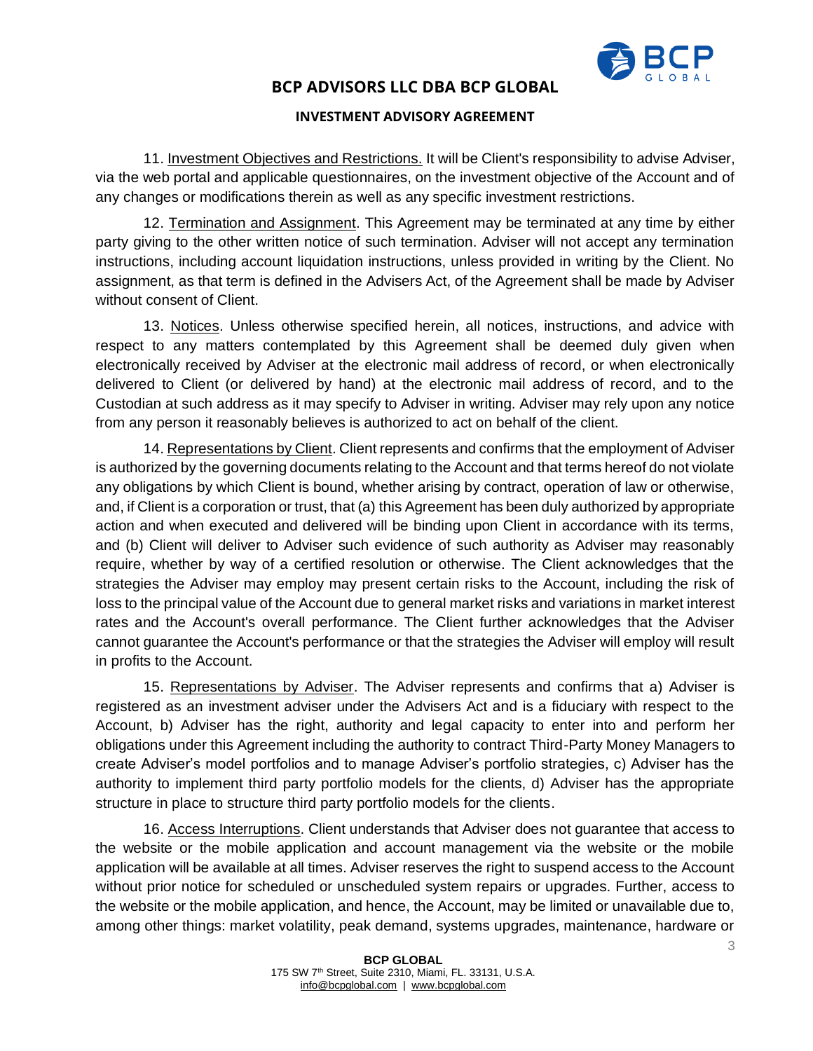11. Investment Objectives and Restrictions. It will be Client's responsibility to advise Adviser, via the web portal and applicable questionnaires, on the investment objective of the Account and of any changes or modifications therein as well as any specific investment restrictions.

12. Termination and Assignment. This Agreement may be terminated at any time by either party giving to the other written notice of such termination. Adviser will not accept any termination instructions, including account liquidation instructions, unless provided in writing by the Client. No assignment, as that term is defined in the Advisers Act, of the Agreement shall be made by Adviser without consent of Client.

13. Notices. Unless otherwise specified herein, all notices, instructions, and advice with respect to any matters contemplated by this Agreement shall be deemed duly given when electronically received by Adviser at the electronic mail address of record, or when electronically delivered to Client (or delivered by hand) at the electronic mail address of record, and to the Custodian at such address as it may specify to Adviser in writing. Adviser may rely upon any notice from any person it reasonably believes is authorized to act on behalf of the client.

14. Representations by Client. Client represents and confirms that the employment of Adviser is authorized by the governing documents relating to the Account and that terms hereof do not violate any obligations by which Client is bound, whether arising by contract, operation of law or otherwise, and, if Client is a corporation or trust, that (a) this Agreement has been duly authorized by appropriate action and when executed and delivered will be binding upon Client in accordance with its terms, and (b) Client will deliver to Adviser such evidence of such authority as Adviser may reasonably require, whether by way of a certified resolution or otherwise. The Client acknowledges that the strategies the Adviser may employ may present certain risks to the Account, including the risk of loss to the principal value of the Account due to general market risks and variations in market interest rates and the Account's overall performance. The Client further acknowledges that the Adviser cannot guarantee the Account's performance or that the strategies the Adviser will employ will result in profits to the Account.

15. Representations by Adviser. The Adviser represents and confirms that a) Adviser is registered as an investment adviser under the Advisers Act and is a fiduciary with respect to the Account, b) Adviser has the right, authority and legal capacity to enter into and perform her obligations under this Agreement including the authority to contract Third-Party Money Managers to create Adviser's model portfolios and to manage Adviser's portfolio strategies, c) Adviser has the authority to implement third party portfolio models for the clients, d) Adviser has the appropriate structure in place to structure third party portfolio models for the clients.

16. Access Interruptions. Client understands that Adviser does not guarantee that access to the website or the mobile application and account management via the website or the mobile application will be available at all times. Adviser reserves the right to suspend access to the Account without prior notice for scheduled or unscheduled system repairs or upgrades. Further, access to the website or the mobile application, and hence, the Account, may be limited or unavailable due to, among other things: market volatility, peak demand, systems upgrades, maintenance, hardware or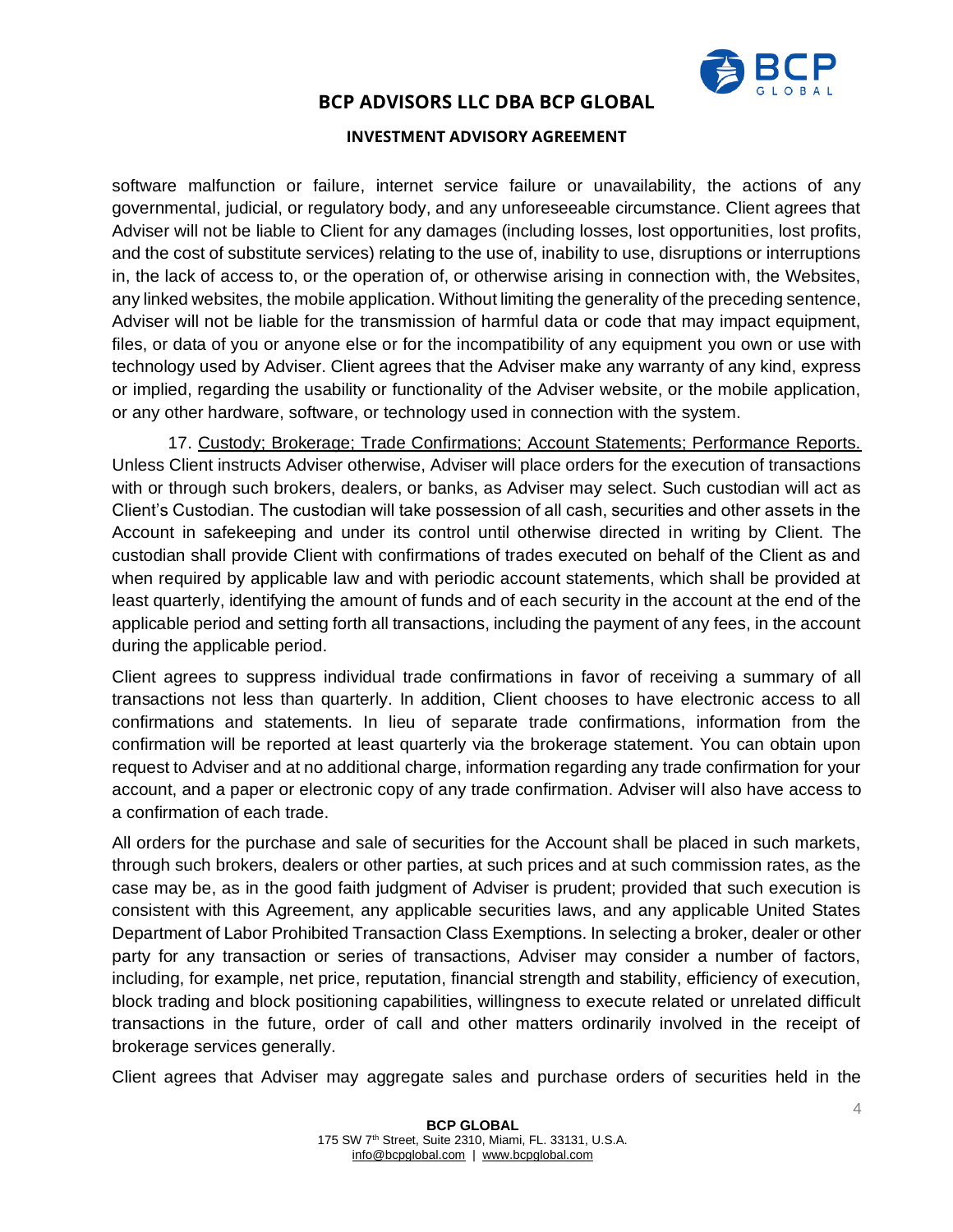software malfunction or failure, internet service failure or unavailability, the actions of any governmental, judicial, or regulatory body, and any unforeseeable circumstance. Client agrees that Adviser will not be liable to Client for any damages (including losses, lost opportunities, lost profits, and the cost of substitute services) relating to the use of, inability to use, disruptions or interruptions in, the lack of access to, or the operation of, or otherwise arising in connection with, the Websites, any linked websites, the mobile application. Without limiting the generality of the preceding sentence, Adviser will not be liable for the transmission of harmful data or code that may impact equipment, files, or data of you or anyone else or for the incompatibility of any equipment you own or use with technology used by Adviser. Client agrees that the Adviser make any warranty of any kind, express or implied, regarding the usability or functionality of the Adviser website, or the mobile application, or any other hardware, software, or technology used in connection with the system.

17. Custody; Brokerage; Trade Confirmations; Account Statements; Performance Reports. Unless Client instructs Adviser otherwise, Adviser will place orders for the execution of transactions with or through such brokers, dealers, or banks, as Adviser may select. Such custodian will act as Client's Custodian. The custodian will take possession of all cash, securities and other assets in the Account in safekeeping and under its control until otherwise directed in writing by Client. The custodian shall provide Client with confirmations of trades executed on behalf of the Client as and when required by applicable law and with periodic account statements, which shall be provided at least quarterly, identifying the amount of funds and of each security in the account at the end of the applicable period and setting forth all transactions, including the payment of any fees, in the account during the applicable period.

Client agrees to suppress individual trade confirmations in favor of receiving a summary of all transactions not less than quarterly. In addition, Client chooses to have electronic access to all confirmations and statements. In lieu of separate trade confirmations, information from the confirmation will be reported at least quarterly via the brokerage statement. You can obtain upon request to Adviser and at no additional charge, information regarding any trade confirmation for your account, and a paper or electronic copy of any trade confirmation. Adviser will also have access to a confirmation of each trade.

All orders for the purchase and sale of securities for the Account shall be placed in such markets, through such brokers, dealers or other parties, at such prices and at such commission rates, as the case may be, as in the good faith judgment of Adviser is prudent; provided that such execution is consistent with this Agreement, any applicable securities laws, and any applicable United States Department of Labor Prohibited Transaction Class Exemptions. In selecting a broker, dealer or other party for any transaction or series of transactions, Adviser may consider a number of factors, including, for example, net price, reputation, financial strength and stability, efficiency of execution, block trading and block positioning capabilities, willingness to execute related or unrelated difficult transactions in the future, order of call and other matters ordinarily involved in the receipt of brokerage services generally.

Client agrees that Adviser may aggregate sales and purchase orders of securities held in the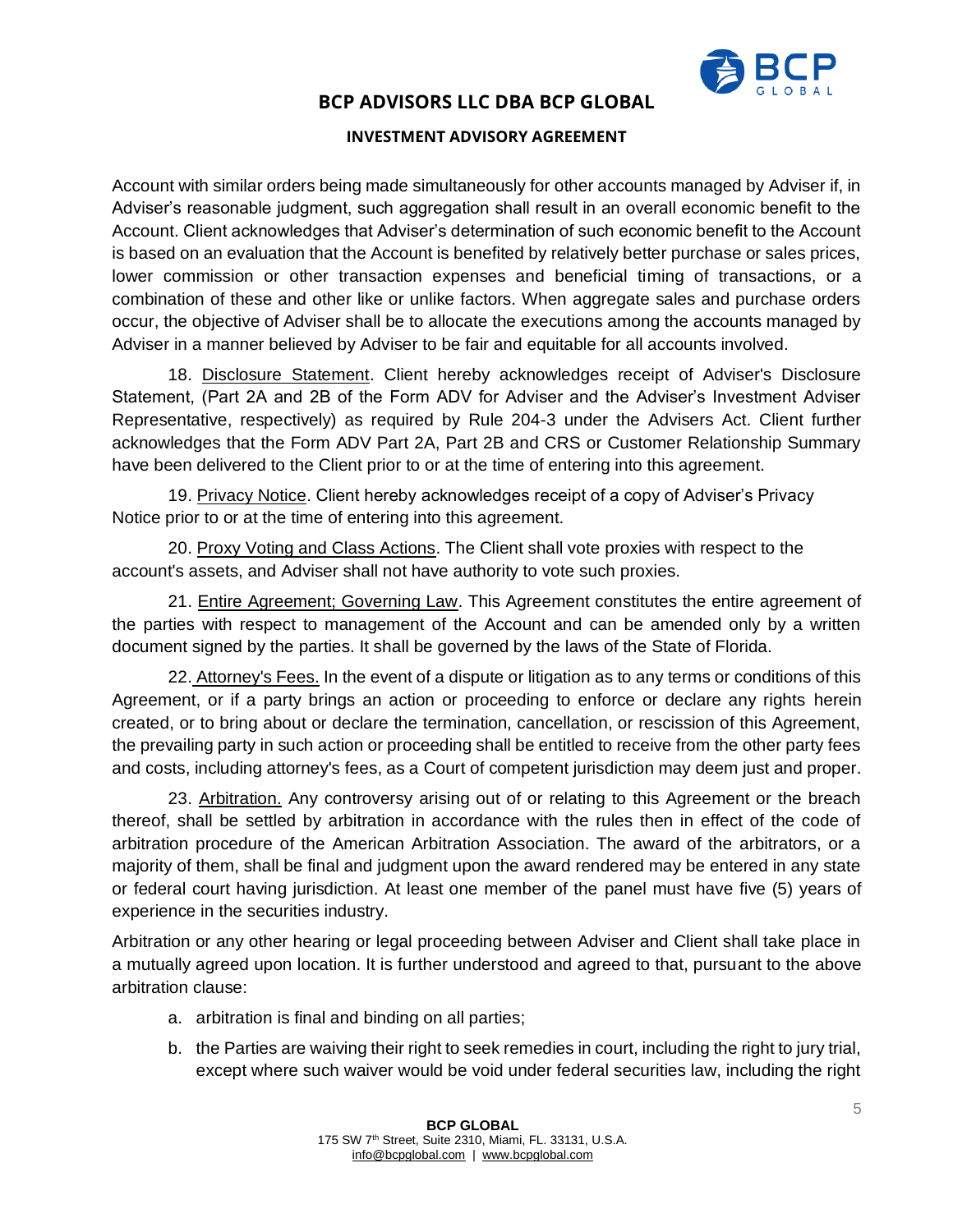Account with similar orders being made simultaneously for other accounts managed by Adviser if, in Adviser's reasonable judgment, such aggregation shall result in an overall economic benefit to the Account. Client acknowledges that Adviser's determination of such economic benefit to the Account is based on an evaluation that the Account is benefited by relatively better purchase or sales prices, lower commission or other transaction expenses and beneficial timing of transactions, or a combination of these and other like or unlike factors. When aggregate sales and purchase orders occur, the objective of Adviser shall be to allocate the executions among the accounts managed by Adviser in a manner believed by Adviser to be fair and equitable for all accounts involved.

18. Disclosure Statement. Client hereby acknowledges receipt of Adviser's Disclosure Statement, (Part 2A and 2B of the Form ADV for Adviser and the Adviser's Investment Adviser Representative, respectively) as required by Rule 204-3 under the Advisers Act. Client further acknowledges that the Form ADV Part 2A, Part 2B and CRS or Customer Relationship Summary have been delivered to the Client prior to or at the time of entering into this agreement.

19. Privacy Notice. Client hereby acknowledges receipt of a copy of Adviser's Privacy Notice prior to or at the time of entering into this agreement.

20. Proxy Voting and Class Actions. The Client shall vote proxies with respect to the account's assets, and Adviser shall not have authority to vote such proxies.

21. Entire Agreement; Governing Law. This Agreement constitutes the entire agreement of the parties with respect to management of the Account and can be amended only by a written document signed by the parties. It shall be governed by the laws of the State of Florida.

22. Attorney's Fees. In the event of a dispute or litigation as to any terms or conditions of this Agreement, or if a party brings an action or proceeding to enforce or declare any rights herein created, or to bring about or declare the termination, cancellation, or rescission of this Agreement, the prevailing party in such action or proceeding shall be entitled to receive from the other party fees and costs, including attorney's fees, as a Court of competent jurisdiction may deem just and proper.

23. Arbitration. Any controversy arising out of or relating to this Agreement or the breach thereof, shall be settled by arbitration in accordance with the rules then in effect of the code of arbitration procedure of the American Arbitration Association. The award of the arbitrators, or a majority of them, shall be final and judgment upon the award rendered may be entered in any state or federal court having jurisdiction. At least one member of the panel must have five (5) years of experience in the securities industry.

Arbitration or any other hearing or legal proceeding between Adviser and Client shall take place in a mutually agreed upon location. It is further understood and agreed to that, pursuant to the above arbitration clause:

a. arbitration is final and binding on all parties;

b. the Parties are waiving their right to seek remedies in court, including the right to jury trial, except where such waiver would be void under federal securities law, including the right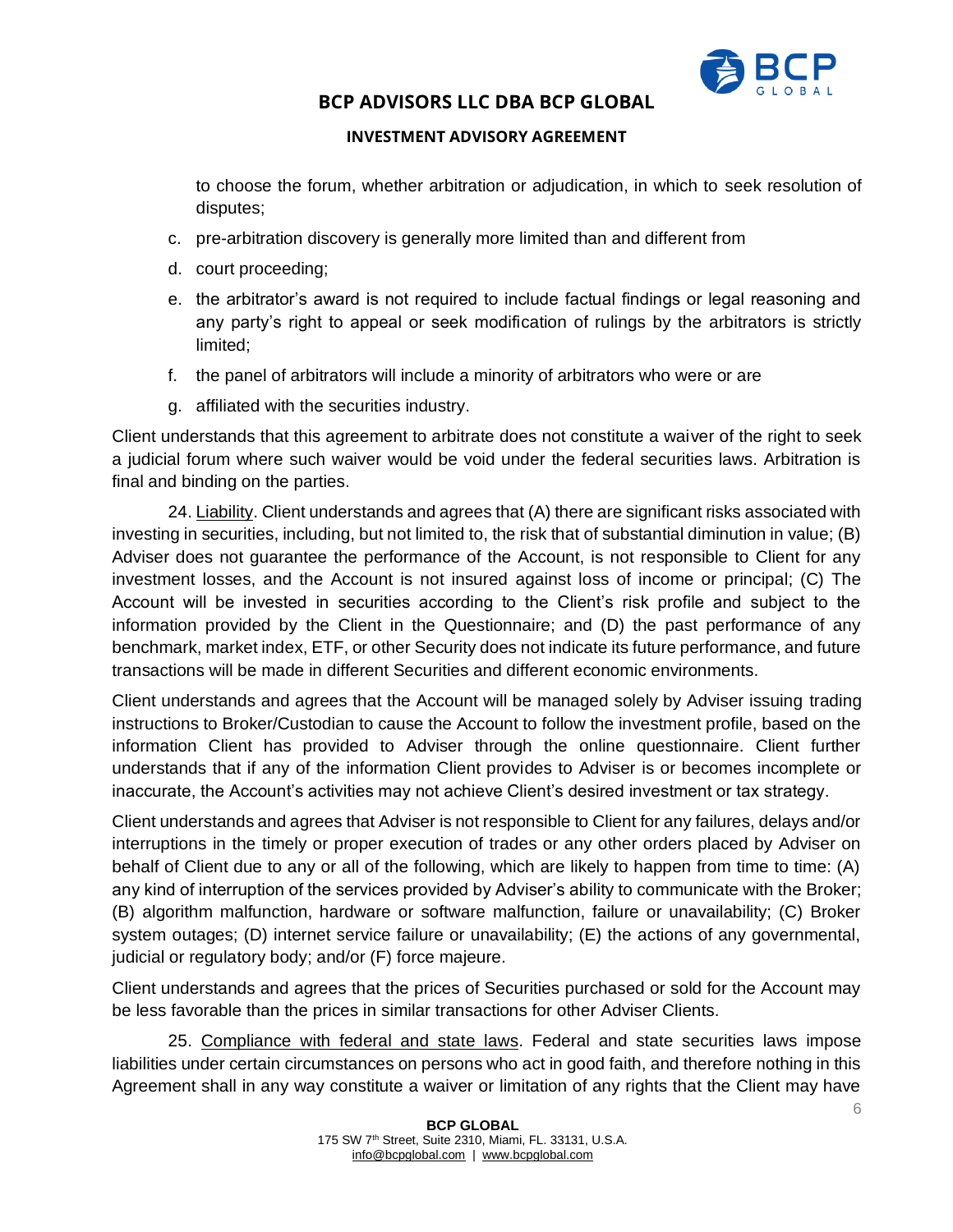to choose the forum, whether arbitration or adjudication, in which to seek resolution of disputes;

c. pre-arbitration discovery is generally more limited than and different from

d. court proceeding;

e. the arbitrator's award is not required to include factual findings or legal reasoning and any party's right to appeal or seek modification of rulings by the arbitrators is strictly limited;

f. the panel of arbitrators will include a minority of arbitrators who were or are

g. affiliated with the securities industry.

Client understands that this agreement to arbitrate does not constitute a waiver of the right to seek a judicial forum where such waiver would be void under the federal securities laws. Arbitration is final and binding on the parties.

24. Liability. Client understands and agrees that (A) there are significant risks associated with investing in securities, including, but not limited to, the risk that of substantial diminution in value; (B) Adviser does not guarantee the performance of the Account, is not responsible to Client for any investment losses, and the Account is not insured against loss of income or principal; (C) The Account will be invested in securities according to the Client's risk profile and subject to the information provided by the Client in the Questionnaire; and (D) the past performance of any benchmark, market index, ETF, or other Security does not indicate its future performance, and future transactions will be made in different Securities and different economic environments.

Client understands and agrees that the Account will be managed solely by Adviser issuing trading instructions to Broker/Custodian to cause the Account to follow the investment profile, based on the information Client has provided to Adviser through the online questionnaire. Client further understands that if any of the information Client provides to Adviser is or becomes incomplete or inaccurate, the Account's activities may not achieve Client's desired investment or tax strategy.

Client understands and agrees that Adviser is not responsible to Client for any failures, delays and/or interruptions in the timely or proper execution of trades or any other orders placed by Adviser on behalf of Client due to any or all of the following, which are likely to happen from time to time: (A) any kind of interruption of the services provided by Adviser's ability to communicate with the Broker; (B) algorithm malfunction, hardware or software malfunction, failure or unavailability; (C) Broker system outages; (D) internet service failure or unavailability; (E) the actions of any governmental, judicial or regulatory body; and/or (F) force majeure.

Client understands and agrees that the prices of Securities purchased or sold for the Account may be less favorable than the prices in similar transactions for other Adviser Clients.

25. Compliance with federal and state laws. Federal and state securities laws impose liabilities under certain circumstances on persons who act in good faith, and therefore nothing in this Agreement shall in any way constitute a waiver or limitation of any rights that the Client may have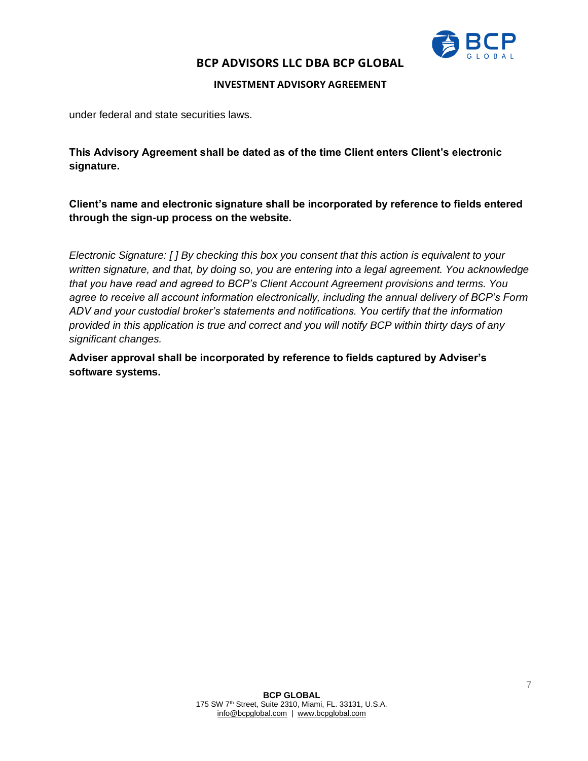under federal and state securities laws.

**This Advisory Agreement shall be dated as of the time Client enters Client's electronic signature.**

**Client's name and electronic signature shall be incorporated by reference to fields entered through the sign-up process on the website.**

*Electronic Signature: [ ] By checking this box you consent that this action is equivalent to your written signature, and that, by doing so, you are entering into a legal agreement. You acknowledge that you have read and agreed to BCP's Client Account Agreement provisions and terms. You agree to receive all account information electronically, including the annual delivery of BCP's Form ADV and your custodial broker's statements and notifications. You certify that the information provided in this application is true and correct and you will notify BCP within thirty days of any significant changes.*

**Adviser approval shall be incorporated by reference to fields captured by Adviser's software systems.**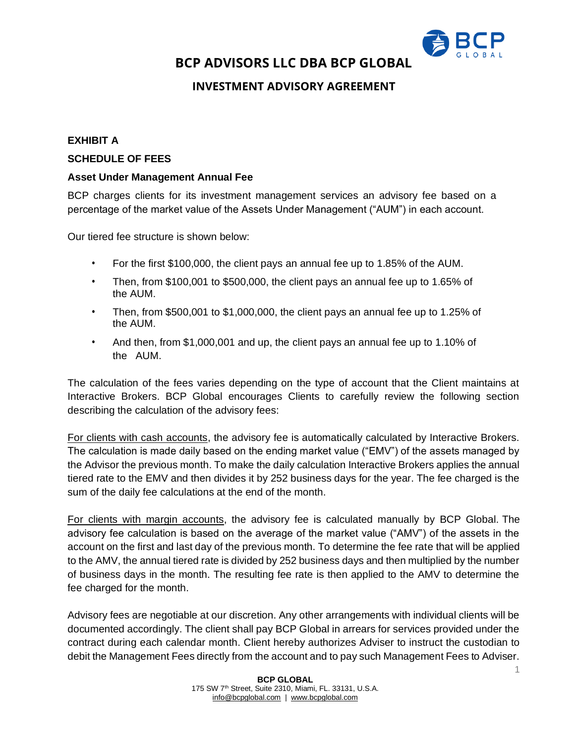# BCP ADVISORS LLC DBA BCP GLOBAL

## INVESTMENT ADVISORY AGREEMENT

**EXHIBIT A**

**SCHEDULE OF FEES**

**Asset Under Management Annual Fee**

BCP charges clients for its investment management services an advisory fee based on a percentage of the market value of the Assets Under Management ("AUM") in each account.

Our tiered fee structure is shown below:

- For the first $100,000, the client pays an annual fee up to 1.85% of the AUM.
- Then, from $100,001 to $500,000, the client pays an annual fee up to 1.65% of the AUM.
- Then, from $500,001 to $1,000,000, the client pays an annual fee up to 1.25% of the AUM.
- And then, from $1,000,001 and up, the client pays an annual fee up to 1.10% of the AUM.

The calculation of the fees varies depending on the type of account that the Client maintains at Interactive Brokers. BCP Global encourages Clients to carefully review the following section describing the calculation of the advisory fees:

For clients with cash accounts, the advisory fee is automatically calculated by Interactive Brokers. The calculation is made daily based on the ending market value ("EMV") of the assets managed by the Advisor the previous month. To make the daily calculation Interactive Brokers applies the annual tiered rate to the EMV and then divides it by 252 business days for the year. The fee charged is the sum of the daily fee calculations at the end of the month.

For clients with margin accounts, the advisory fee is calculated manually by BCP Global. The advisory fee calculation is based on the average of the market value ("AMV") of the assets in the account on the first and last day of the previous month. To determine the fee rate that will be applied to the AMV, the annual tiered rate is divided by 252 business days and then multiplied by the number of business days in the month. The resulting fee rate is then applied to the AMV to determine the fee charged for the month.

Advisory fees are negotiable at our discretion. Any other arrangements with individual clients will be documented accordingly. The client shall pay BCP Global in arrears for services provided under the contract during each calendar month. Client hereby authorizes Adviser to instruct the custodian to debit the Management Fees directly from the account and to pay such Management Fees to Adviser.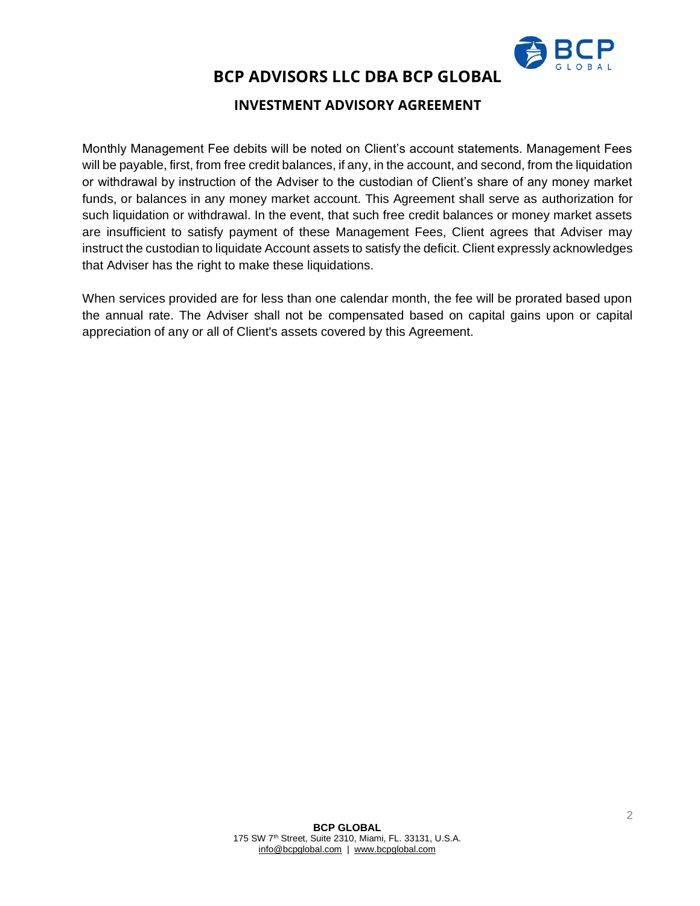Monthly Management Fee debits will be noted on Client's account statements. Management Fees will be payable, first, from free credit balances, if any, in the account, and second, from the liquidation or withdrawal by instruction of the Adviser to the custodian of Client's share of any money market funds, or balances in any money market account. This Agreement shall serve as authorization for such liquidation or withdrawal. In the event, that such free credit balances or money market assets are insufficient to satisfy payment of these Management Fees, Client agrees that Adviser may instruct the custodian to liquidate Account assets to satisfy the deficit. Client expressly acknowledges that Adviser has the right to make these liquidations.

When services provided are for less than one calendar month, the fee will be prorated based upon the annual rate. The Adviser shall not be compensated based on capital gains upon or capital appreciation of any or all of Client's assets covered by this Agreement.